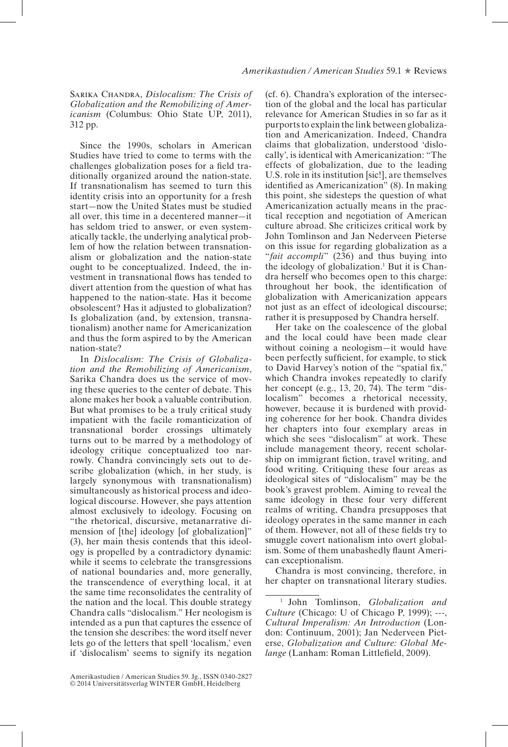Sarika Chandra, *Dislocalism: The Crisis of Globalization and the Remobilizing of Americanism* (Columbus: Ohio State UP, 2011), 312 pp.

Since the 1990s, scholars in American Studies have tried to come to terms with the challenges globalization poses for a field traditionally organized around the nation-state. If transnationalism has seemed to turn this identity crisis into an opportunity for a fresh start—now the United States must be studied all over, this time in a decentered manner—it has seldom tried to answer, or even systematically tackle, the underlying analytical problem of how the relation between transnationalism or globalization and the nation-state ought to be conceptualized. Indeed, the investment in transnational flows has tended to divert attention from the question of what has happened to the nation-state. Has it become obsolescent? Has it adjusted to globalization? Is globalization (and, by extension, transnationalism) another name for Americanization and thus the form aspired to by the American nation-state?

In *Dislocalism: The Crisis of Globalization and the Remobilizing of Americanism*, Sarika Chandra does us the service of moving these queries to the center of debate. This alone makes her book a valuable contribution. But what promises to be a truly critical study impatient with the facile romanticization of transnational border crossings ultimately turns out to be marred by a methodology of ideology critique conceptualized too narrowly. Chandra convincingly sets out to describe globalization (which, in her study, is largely synonymous with transnationalism) simultaneously as historical process and ideological discourse. However, she pays attention almost exclusively to ideology. Focusing on "the rhetorical, discursive, metanarrative dimension of [the] ideology [of globalization]" (3), her main thesis contends that this ideology is propelled by a contradictory dynamic: while it seems to celebrate the transgressions of national boundaries and, more generally, the transcendence of everything local, it at the same time reconsolidates the centrality of the nation and the local. This double strategy Chandra calls "dislocalism." Her neologism is intended as a pun that captures the essence of the tension she describes: the word itself never lets go of the letters that spell 'localism,' even if 'dislocalism' seems to signify its negation (cf. 6). Chandra's exploration of the intersection of the global and the local has particular relevance for American Studies in so far as it purports to explain the link between globalization and Americanization. Indeed, Chandra claims that globalization, understood 'dislocally', is identical with Americanization: "The effects of globalization, due to the leading U.S. role in its institution [sic!], are themselves identified as Americanization" (8). In making this point, she sidesteps the question of what Americanization actually means in the practical reception and negotiation of American culture abroad. She criticizes critical work by John Tomlinson and Jan Nederveen Pieterse on this issue for regarding globalization as a "*fait accompli*" (236) and thus buying into the ideology of globalization.[1] But it is Chandra herself who becomes open to this charge: throughout her book, the identification of globalization with Americanization appears not just as an effect of ideological discourse; rather it is presupposed by Chandra herself.

Her take on the coalescence of the global and the local could have been made clear without coining a neologism—it would have been perfectly sufficient, for example, to stick to David Harvey's notion of the "spatial fix," which Chandra invokes repeatedly to clarify her concept (e.g., 13, 20, 74). The term "dislocalism" becomes a rhetorical necessity, however, because it is burdened with providing coherence for her book. Chandra divides her chapters into four exemplary areas in which she sees "dislocalism" at work. These include management theory, recent scholarship on immigrant fiction, travel writing, and food writing. Critiquing these four areas as ideological sites of "dislocalism" may be the book's gravest problem. Aiming to reveal the same ideology in these four very different realms of writing, Chandra presupposes that ideology operates in the same manner in each of them. However, not all of these fields try to smuggle covert nationalism into overt globalism. Some of them unabashedly flaunt American exceptionalism.

Chandra is most convincing, therefore, in her chapter on transnational literary studies.

[1] John Tomlinson, *Globalization and Culture* (Chicago: U of Chicago P, 1999); ---, *Cultural Imperialism: An Introduction* (London: Continuum, 2001); Jan Nederveen Pieterse, *Globalization and Culture: Global Melange* (Lanham: Roman Littlefield, 2009).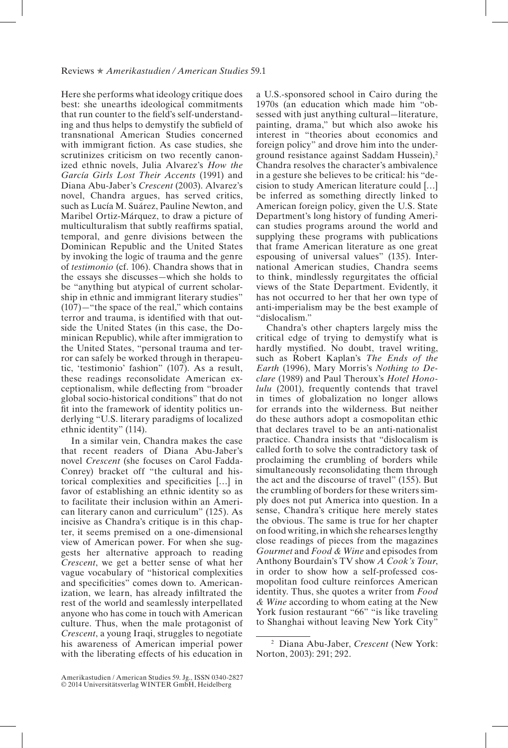Here she performs what ideology critique does best: she unearths ideological commitments that run counter to the field's self-understanding and thus helps to demystify the subfield of transnational American Studies concerned with immigrant fiction. As case studies, she scrutinizes criticism on two recently canonized ethnic novels, Julia Alvarez's *How the García Girls Lost Their Accents* (1991) and Diana Abu-Jaber's *Crescent* (2003). Alvarez's novel, Chandra argues, has served critics, such as Lucía M. Suárez, Pauline Newton, and Maribel Ortiz-Márquez, to draw a picture of multiculturalism that subtly reaffirms spatial, temporal, and genre divisions between the Dominican Republic and the United States by invoking the logic of trauma and the genre of *testimonio* (cf. 106). Chandra shows that in the essays she discusses—which she holds to be "anything but atypical of current scholarship in ethnic and immigrant literary studies" (107)—"the space of the real," which contains terror and trauma, is identified with that outside the United States (in this case, the Dominican Republic), while after immigration to the United States, "personal trauma and terror can safely be worked through in therapeutic, 'testimonio' fashion" (107). As a result, these readings reconsolidate American exceptionalism, while deflecting from "broader global socio-historical conditions" that do not fit into the framework of identity politics underlying "U.S. literary paradigms of localized ethnic identity" (114).

In a similar vein, Chandra makes the case that recent readers of Diana Abu-Jaber's novel *Crescent* (she focuses on Carol Fadda-Conrey) bracket off "the cultural and historical complexities and specificities [...] in favor of establishing an ethnic identity so as to facilitate their inclusion within an American literary canon and curriculum" (125). As incisive as Chandra's critique is in this chapter, it seems premised on a one-dimensional view of American power. For when she suggests her alternative approach to reading *Crescent*, we get a better sense of what her vague vocabulary of "historical complexities and specificities" comes down to. Americanization, we learn, has already infiltrated the rest of the world and seamlessly interpellated anyone who has come in touch with American culture. Thus, when the male protagonist of *Crescent*, a young Iraqi, struggles to negotiate his awareness of American imperial power with the liberating effects of his education in a U.S.-sponsored school in Cairo during the 1970s (an education which made him "obsessed with just anything cultural—literature, painting, drama," but which also awoke his interest in "theories about economics and foreign policy" and drove him into the underground resistance against Saddam Hussein),[2] Chandra resolves the character's ambivalence in a gesture she believes to be critical: his "decision to study American literature could [...] be inferred as something directly linked to American foreign policy, given the U.S. State Department's long history of funding American studies programs around the world and supplying these programs with publications that frame American literature as one great espousing of universal values" (135). International American studies, Chandra seems to think, mindlessly regurgitates the official views of the State Department. Evidently, it has not occurred to her that her own type of anti-imperialism may be the best example of "dislocalism."

Chandra's other chapters largely miss the critical edge of trying to demystify what is hardly mystified. No doubt, travel writing, such as Robert Kaplan's *The Ends of the Earth* (1996), Mary Morris's *Nothing to Declare* (1989) and Paul Theroux's *Hotel Honolulu* (2001), frequently contends that travel in times of globalization no longer allows for errands into the wilderness. But neither do these authors adopt a cosmopolitan ethic that declares travel to be an anti-nationalist practice. Chandra insists that "dislocalism is called forth to solve the contradictory task of proclaiming the crumbling of borders while simultaneously reconsolidating them through the act and the discourse of travel" (155). But the crumbling of borders for these writers simply does not put America into question. In a sense, Chandra's critique here merely states the obvious. The same is true for her chapter on food writing, in which she rehearses lengthy close readings of pieces from the magazines *Gourmet* and *Food & Wine* and episodes from Anthony Bourdain's TV show *A Cook's Tour*, in order to show how a self-professed cosmopolitan food culture reinforces American identity. Thus, she quotes a writer from *Food & Wine* according to whom eating at the New York fusion restaurant "66" "is like traveling to Shanghai without leaving New York City"

[2] Diana Abu-Jaber, *Crescent* (New York: Norton, 2003): 291; 292.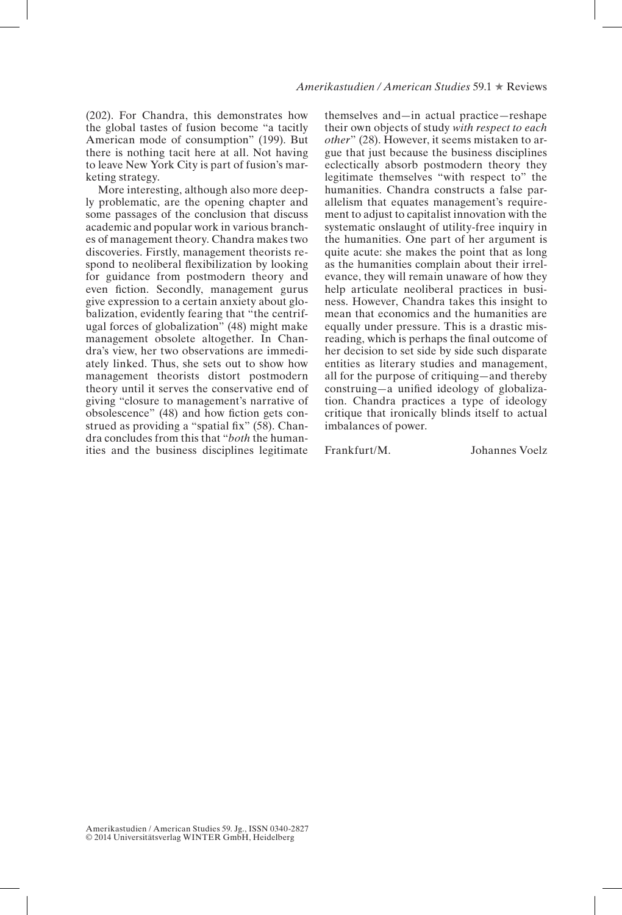(202). For Chandra, this demonstrates how the global tastes of fusion become "a tacitly American mode of consumption" (199). But there is nothing tacit here at all. Not having to leave New York City is part of fusion's marketing strategy.

More interesting, although also more deeply problematic, are the opening chapter and some passages of the conclusion that discuss academic and popular work in various branches of management theory. Chandra makes two discoveries. Firstly, management theorists respond to neoliberal flexibilization by looking for guidance from postmodern theory and even fiction. Secondly, management gurus give expression to a certain anxiety about globalization, evidently fearing that "the centrifugal forces of globalization" (48) might make management obsolete altogether. In Chandra's view, her two observations are immediately linked. Thus, she sets out to show how management theorists distort postmodern theory until it serves the conservative end of giving "closure to management's narrative of obsolescence" (48) and how fiction gets construed as providing a "spatial fix" (58). Chandra concludes from this that "*both* the humanities and the business disciplines legitimate themselves and—in actual practice—reshape their own objects of study *with respect to each other*" (28). However, it seems mistaken to argue that just because the business disciplines eclectically absorb postmodern theory they legitimate themselves "with respect to" the humanities. Chandra constructs a false parallelism that equates management's requirement to adjust to capitalist innovation with the systematic onslaught of utility-free inquiry in the humanities. One part of her argument is quite acute: she makes the point that as long as the humanities complain about their irrelevance, they will remain unaware of how they help articulate neoliberal practices in business. However, Chandra takes this insight to mean that economics and the humanities are equally under pressure. This is a drastic misreading, which is perhaps the final outcome of her decision to set side by side such disparate entities as literary studies and management, all for the purpose of critiquing—and thereby construing—a unified ideology of globalization. Chandra practices a type of ideology critique that ironically blinds itself to actual imbalances of power.

Frankfurt/M. Johannes Voelz